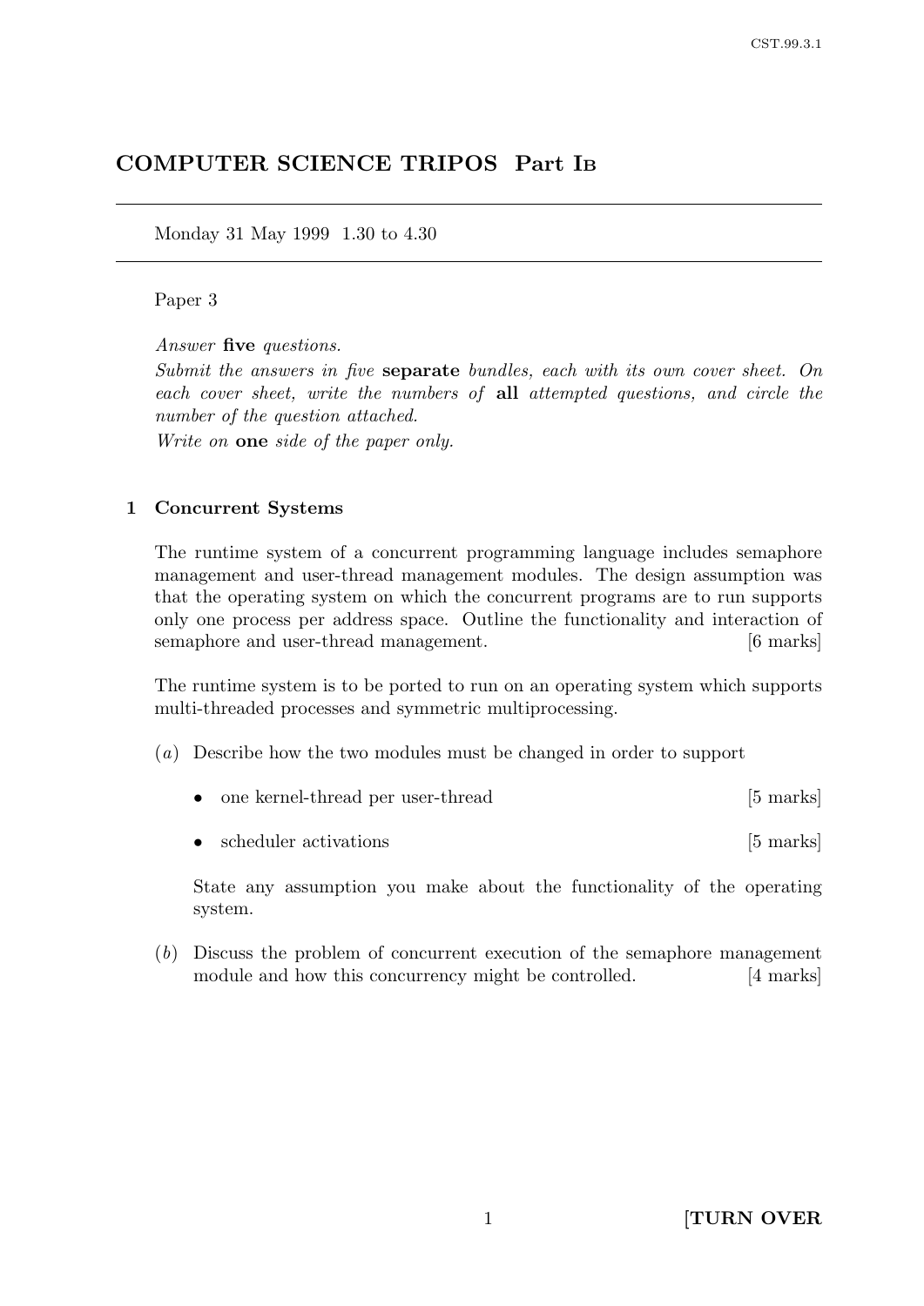# COMPUTER SCIENCE TRIPOS Part IB

Monday 31 May 1999 1.30 to 4.30

Paper 3

*Answer* **five** *questions.*

*Submit the answers in five* **separate** *bundles, each with its own cover sheet. On each cover sheet, write the numbers of* **all** *attempted questions, and circle the number of the question attached.*

*Write on* **one** *side of the paper only.*

## 1 Concurrent Systems

The runtime system of a concurrent programming language includes semaphore management and user-thread management modules. The design assumption was that the operating system on which the concurrent programs are to run supports only one process per address space. Outline the functionality and interaction of semaphore and user-thread management. [6 marks]

The runtime system is to be ported to run on an operating system which supports multi-threaded processes and symmetric multiprocessing.

(*a*) Describe how the two modules must be changed in order to support

- one kernel-thread per user-thread [5 marks]
- scheduler activations [5 marks]

State any assumption you make about the functionality of the operating system.

(*b*) Discuss the problem of concurrent execution of the semaphore management module and how this concurrency might be controlled. [4 marks]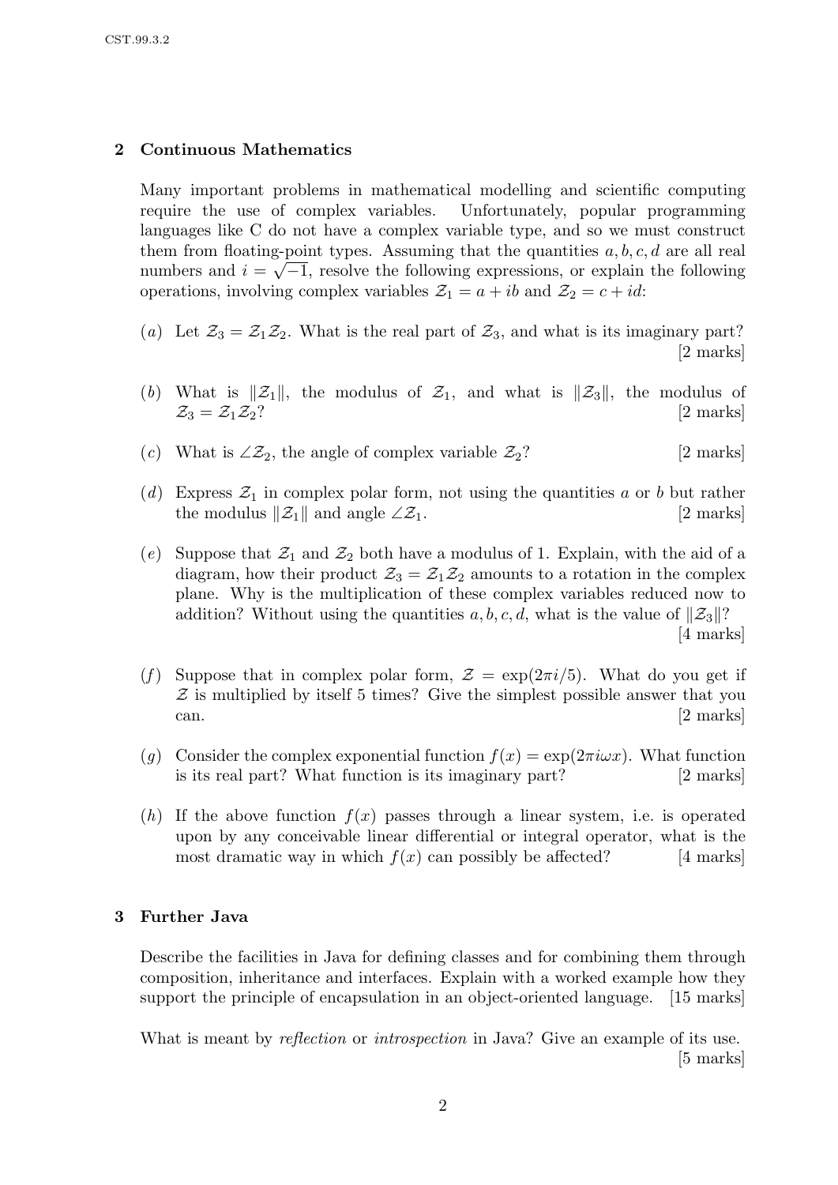## 2 Continuous Mathematics

Many important problems in mathematical modelling and scientific computing require the use of complex variables. Unfortunately, popular programming languages like C do not have a complex variable type, and so we must construct them from floating-point types. Assuming that the quantities $a, b, c, d$ are all real numbers and $i = \sqrt{-1}$, resolve the following expressions, or explain the following operations, involving complex variables $\mathcal{Z}_1 = a + ib$ and $\mathcal{Z}_2 = c + id$:

(*a*) Let $\mathcal{Z}_3 = \mathcal{Z}_1\mathcal{Z}_2$. What is the real part of $\mathcal{Z}_3$, and what is its imaginary part? [2 marks]

(*b*) What is $\|\mathcal{Z}_1\|$, the modulus of $\mathcal{Z}_1$, and what is $\|\mathcal{Z}_3\|$, the modulus of $\mathcal{Z}_3 = \mathcal{Z}_1\mathcal{Z}_2$? [2 marks]

(*c*) What is $\angle\mathcal{Z}_2$, the angle of complex variable $\mathcal{Z}_2$? [2 marks]

(*d*) Express $\mathcal{Z}_1$ in complex polar form, not using the quantities $a$ or $b$ but rather the modulus $\|\mathcal{Z}_1\|$ and angle $\angle\mathcal{Z}_1$. [2 marks]

(*e*) Suppose that $\mathcal{Z}_1$ and $\mathcal{Z}_2$ both have a modulus of 1. Explain, with the aid of a diagram, how their product $\mathcal{Z}_3 = \mathcal{Z}_1\mathcal{Z}_2$ amounts to a rotation in the complex plane. Why is the multiplication of these complex variables reduced now to addition? Without using the quantities $a, b, c, d$, what is the value of $\|\mathcal{Z}_3\|$? [4 marks]

(*f*) Suppose that in complex polar form, $\mathcal{Z} = \exp(2\pi i/5)$. What do you get if $\mathcal{Z}$ is multiplied by itself 5 times? Give the simplest possible answer that you can. [2 marks]

(*g*) Consider the complex exponential function $f(x) = \exp(2\pi i\omega x)$. What function is its real part? What function is its imaginary part? [2 marks]

(*h*) If the above function $f(x)$ passes through a linear system, i.e. is operated upon by any conceivable linear differential or integral operator, what is the most dramatic way in which $f(x)$ can possibly be affected? [4 marks]

## 3 Further Java

Describe the facilities in Java for defining classes and for combining them through composition, inheritance and interfaces. Explain with a worked example how they support the principle of encapsulation in an object-oriented language. [15 marks]

What is meant by *reflection* or *introspection* in Java? Give an example of its use. [5 marks]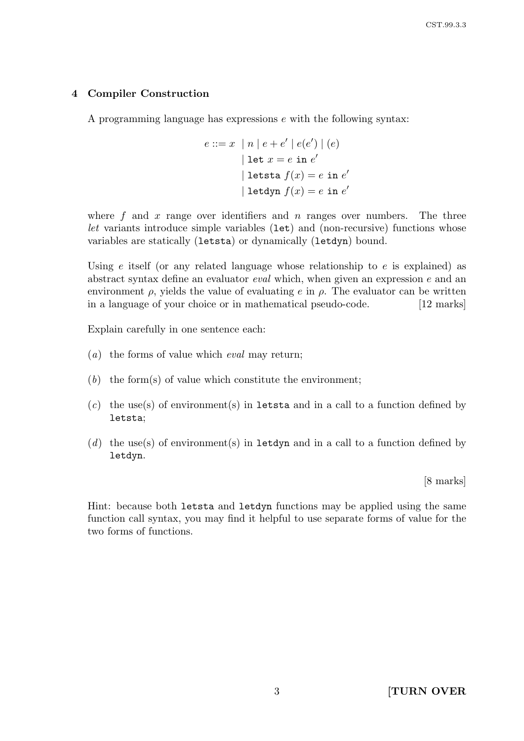## 4 Compiler Construction

A programming language has expressions $e$ with the following syntax:

$$
\begin{aligned}
e ::= x \;&|\; n \;|\; e + e' \;|\; e(e') \;|\; (e) \\
&|\; \texttt{let}\ x = e\ \texttt{in}\ e' \\
&|\; \texttt{letsta}\ f(x) = e\ \texttt{in}\ e' \\
&|\; \texttt{letdyn}\ f(x) = e\ \texttt{in}\ e'
\end{aligned}
$$

where $f$ and $x$ range over identifiers and $n$ ranges over numbers. The three *let* variants introduce simple variables (`let`) and (non-recursive) functions whose variables are statically (`letsta`) or dynamically (`letdyn`) bound.

Using $e$ itself (or any related language whose relationship to $e$ is explained) as abstract syntax define an evaluator *eval* which, when given an expression $e$ and an environment $\rho$, yields the value of evaluating $e$ in $\rho$. The evaluator can be written in a language of your choice or in mathematical pseudo-code. [12 marks]

Explain carefully in one sentence each:

(*a*) the forms of value which *eval* may return;

(*b*) the form(s) of value which constitute the environment;

(*c*) the use(s) of environment(s) in `letsta` and in a call to a function defined by `letsta`;

(*d*) the use(s) of environment(s) in `letdyn` and in a call to a function defined by `letdyn`.

[8 marks]

Hint: because both `letsta` and `letdyn` functions may be applied using the same function call syntax, you may find it helpful to use separate forms of value for the two forms of functions.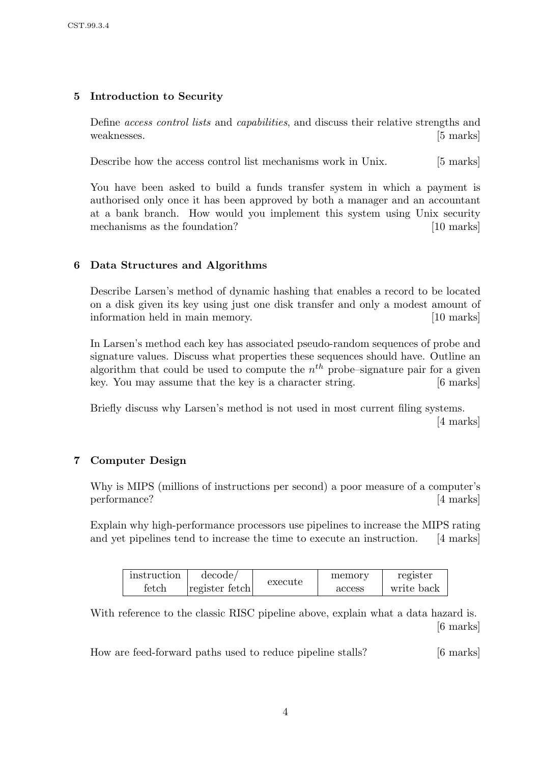## 5 Introduction to Security

Define *access control lists* and *capabilities*, and discuss their relative strengths and weaknesses. [5 marks]

Describe how the access control list mechanisms work in Unix. [5 marks]

You have been asked to build a funds transfer system in which a payment is authorised only once it has been approved by both a manager and an accountant at a bank branch. How would you implement this system using Unix security mechanisms as the foundation? [10 marks]

## 6 Data Structures and Algorithms

Describe Larsen's method of dynamic hashing that enables a record to be located on a disk given its key using just one disk transfer and only a modest amount of information held in main memory. [10 marks]

In Larsen's method each key has associated pseudo-random sequences of probe and signature values. Discuss what properties these sequences should have. Outline an algorithm that could be used to compute the $n^{th}$ probe–signature pair for a given key. You may assume that the key is a character string. [6 marks]

Briefly discuss why Larsen's method is not used in most current filing systems. [4 marks]

## 7 Computer Design

Why is MIPS (millions of instructions per second) a poor measure of a computer's performance? [4 marks]

Explain why high-performance processors use pipelines to increase the MIPS rating and yet pipelines tend to increase the time to execute an instruction. [4 marks]

| instruction fetch | decode/ register fetch | execute | memory access | register write back |
|---|---|---|---|---|

With reference to the classic RISC pipeline above, explain what a data hazard is. [6 marks]

How are feed-forward paths used to reduce pipeline stalls? [6 marks]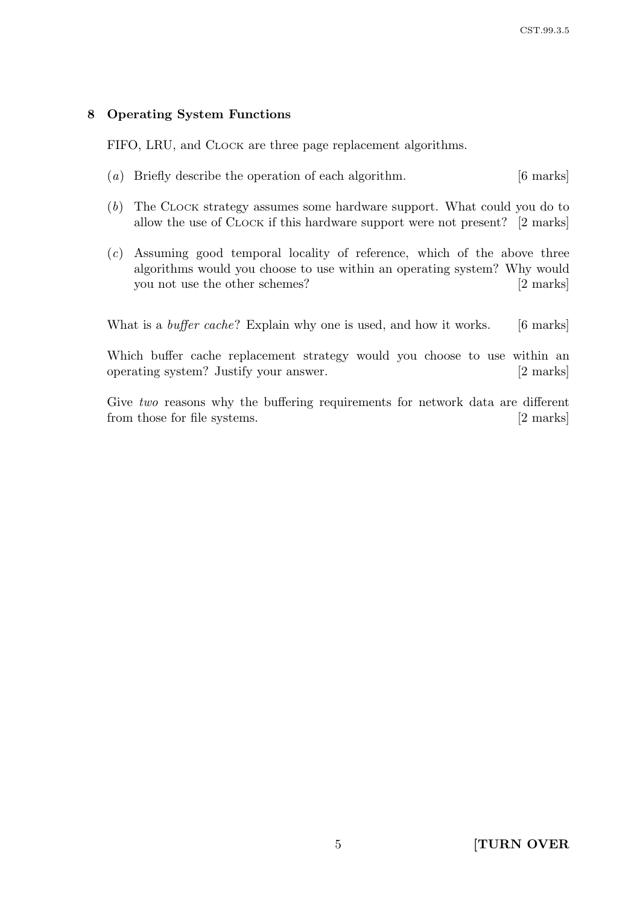## 8 Operating System Functions

FIFO, LRU, and Clock are three page replacement algorithms.

(*a*) Briefly describe the operation of each algorithm. [6 marks]

(*b*) The Clock strategy assumes some hardware support. What could you do to allow the use of Clock if this hardware support were not present? [2 marks]

(*c*) Assuming good temporal locality of reference, which of the above three algorithms would you choose to use within an operating system? Why would you not use the other schemes? [2 marks]

What is a *buffer cache*? Explain why one is used, and how it works. [6 marks]

Which buffer cache replacement strategy would you choose to use within an operating system? Justify your answer. [2 marks]

Give *two* reasons why the buffering requirements for network data are different from those for file systems. [2 marks]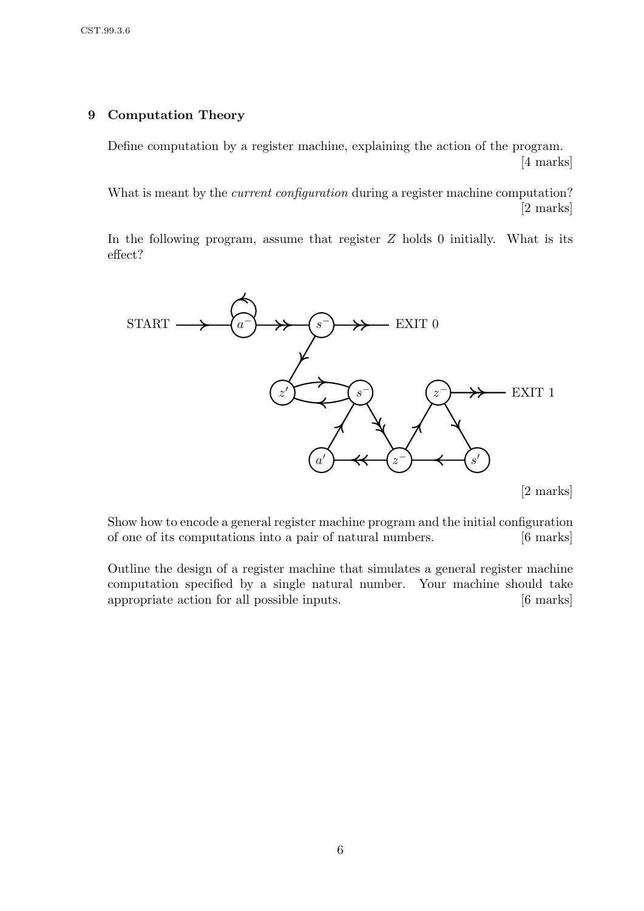## 9 Computation Theory

Define computation by a register machine, explaining the action of the program. [4 marks]

What is meant by the *current configuration* during a register machine computation? [2 marks]

In the following program, assume that register $Z$ holds 0 initially. What is its effect?

[2 marks]

Show how to encode a general register machine program and the initial configuration of one of its computations into a pair of natural numbers. [6 marks]

Outline the design of a register machine that simulates a general register machine computation specified by a single natural number. Your machine should take appropriate action for all possible inputs. [6 marks]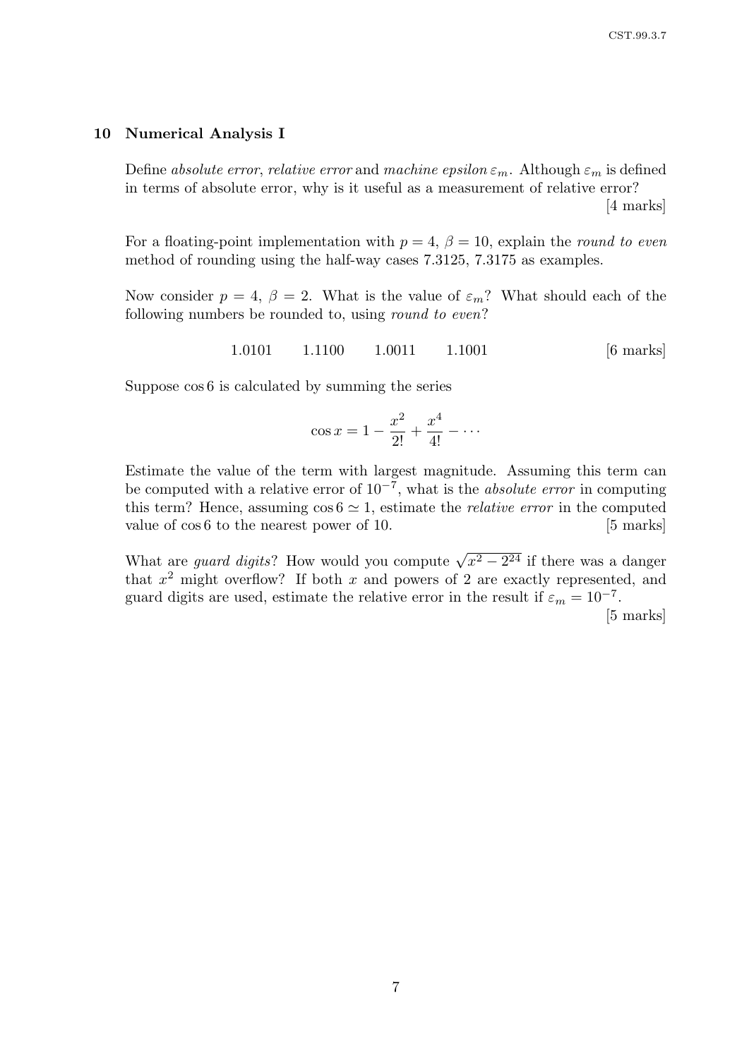## 10 Numerical Analysis I

Define *absolute error*, *relative error* and *machine epsilon* $\varepsilon_m$. Although $\varepsilon_m$ is defined in terms of absolute error, why is it useful as a measurement of relative error?

[4 marks]

For a floating-point implementation with $p = 4$, $\beta = 10$, explain the *round to even* method of rounding using the half-way cases 7.3125, 7.3175 as examples.

Now consider $p = 4$, $\beta = 2$. What is the value of $\varepsilon_m$? What should each of the following numbers be rounded to, using *round to even*?

1.0101 1.1100 1.0011 1.1001 [6 marks]

Suppose $\cos 6$ is calculated by summing the series

$$\cos x = 1 - \frac{x^2}{2!} + \frac{x^4}{4!} - \cdots$$

Estimate the value of the term with largest magnitude. Assuming this term can be computed with a relative error of $10^{-7}$, what is the *absolute error* in computing this term? Hence, assuming $\cos 6 \simeq 1$, estimate the *relative error* in the computed value of $\cos 6$ to the nearest power of 10. [5 marks]

What are *guard digits*? How would you compute $\sqrt{x^2 - 2^{24}}$ if there was a danger that $x^2$ might overflow? If both $x$ and powers of 2 are exactly represented, and guard digits are used, estimate the relative error in the result if $\varepsilon_m = 10^{-7}$.

[5 marks]